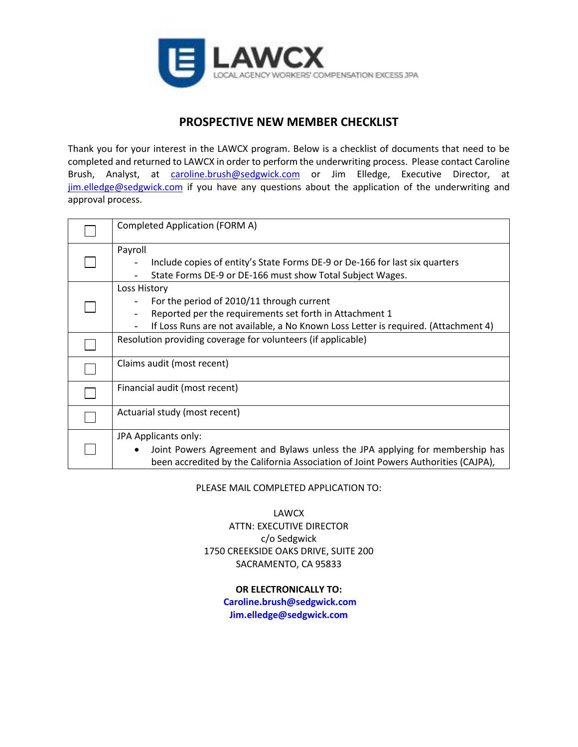LAWCX

LOCAL AGENCY WORKERS' COMPENSATION EXCESS JPA

## PROSPECTIVE NEW MEMBER CHECKLIST

Thank you for your interest in the LAWCX program. Below is a checklist of documents that need to be completed and returned to LAWCX in order to perform the underwriting process. Please contact Caroline Brush, Analyst, at caroline.brush@sedgwick.com or Jim Elledge, Executive Director, at jim.elledge@sedgwick.com if you have any questions about the application of the underwriting and approval process.

| | |
|---|---|
| ☐ | Completed Application (FORM A) |
| ☐ | Payroll<br>- Include copies of entity's State Forms DE-9 or De-166 for last six quarters<br>- State Forms DE-9 or DE-166 must show Total Subject Wages. |
| ☐ | Loss History<br>- For the period of 2010/11 through current<br>- Reported per the requirements set forth in Attachment 1<br>- If Loss Runs are not available, a No Known Loss Letter is required. (Attachment 4) |
| ☐ | Resolution providing coverage for volunteers (if applicable) |
| ☐ | Claims audit (most recent) |
| ☐ | Financial audit (most recent) |
| ☐ | Actuarial study (most recent) |
| ☐ | JPA Applicants only:<br>• Joint Powers Agreement and Bylaws unless the JPA applying for membership has been accredited by the California Association of Joint Powers Authorities (CAJPA), |

PLEASE MAIL COMPLETED APPLICATION TO:

LAWCX
ATTN: EXECUTIVE DIRECTOR
c/o Sedgwick
1750 CREEKSIDE OAKS DRIVE, SUITE 200
SACRAMENTO, CA 95833

**OR ELECTRONICALLY TO:**
**Caroline.brush@sedgwick.com**
**Jim.elledge@sedgwick.com**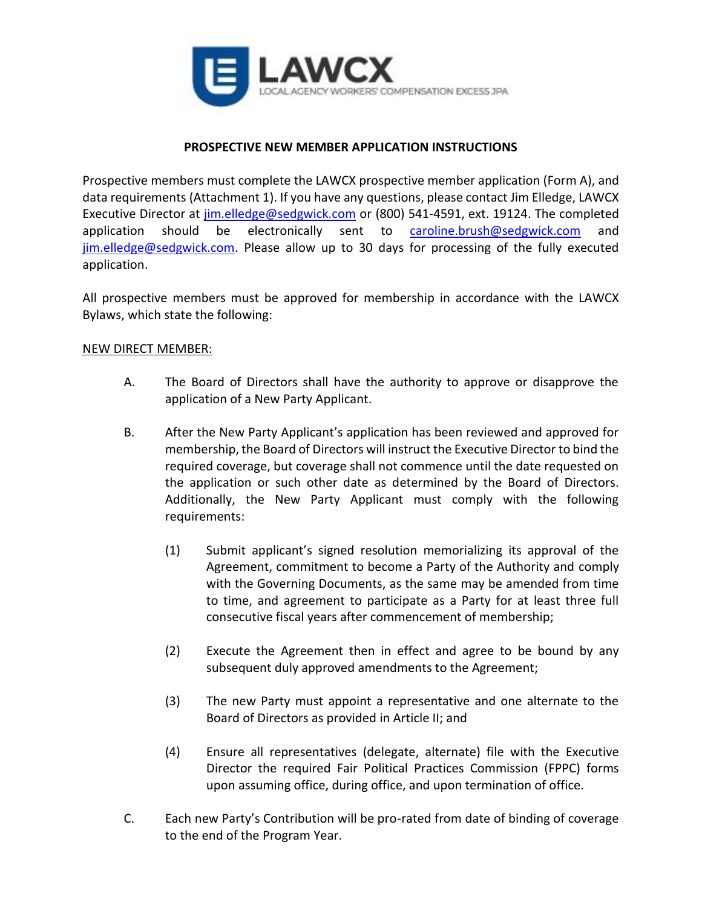LAWCX

LOCAL AGENCY WORKERS' COMPENSATION EXCESS JPA

**PROSPECTIVE NEW MEMBER APPLICATION INSTRUCTIONS**

Prospective members must complete the LAWCX prospective member application (Form A), and data requirements (Attachment 1). If you have any questions, please contact Jim Elledge, LAWCX Executive Director at jim.elledge@sedgwick.com or (800) 541-4591, ext. 19124. The completed application should be electronically sent to caroline.brush@sedgwick.com and jim.elledge@sedgwick.com. Please allow up to 30 days for processing of the fully executed application.

All prospective members must be approved for membership in accordance with the LAWCX Bylaws, which state the following:

<u>NEW DIRECT MEMBER:</u>

A. The Board of Directors shall have the authority to approve or disapprove the application of a New Party Applicant.

B. After the New Party Applicant's application has been reviewed and approved for membership, the Board of Directors will instruct the Executive Director to bind the required coverage, but coverage shall not commence until the date requested on the application or such other date as determined by the Board of Directors. Additionally, the New Party Applicant must comply with the following requirements:

   (1) Submit applicant's signed resolution memorializing its approval of the Agreement, commitment to become a Party of the Authority and comply with the Governing Documents, as the same may be amended from time to time, and agreement to participate as a Party for at least three full consecutive fiscal years after commencement of membership;

   (2) Execute the Agreement then in effect and agree to be bound by any subsequent duly approved amendments to the Agreement;

   (3) The new Party must appoint a representative and one alternate to the Board of Directors as provided in Article II; and

   (4) Ensure all representatives (delegate, alternate) file with the Executive Director the required Fair Political Practices Commission (FPPC) forms upon assuming office, during office, and upon termination of office.

C. Each new Party's Contribution will be pro-rated from date of binding of coverage to the end of the Program Year.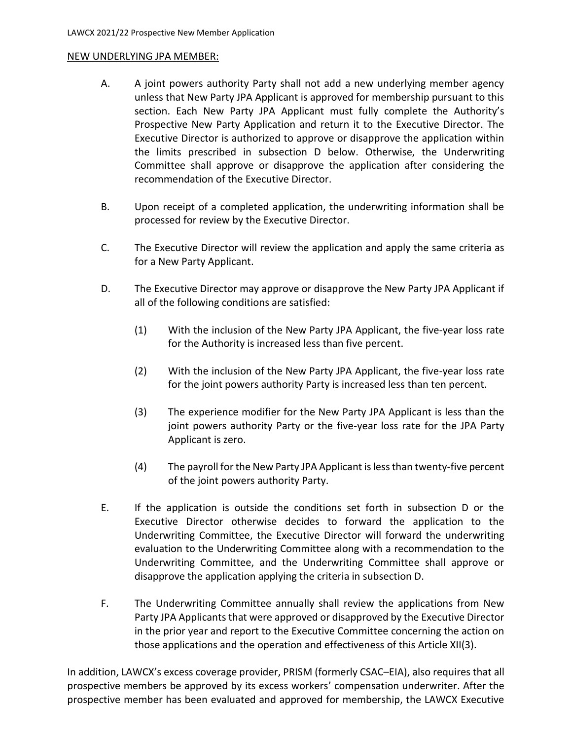NEW UNDERLYING JPA MEMBER:

A. A joint powers authority Party shall not add a new underlying member agency unless that New Party JPA Applicant is approved for membership pursuant to this section. Each New Party JPA Applicant must fully complete the Authority's Prospective New Party Application and return it to the Executive Director. The Executive Director is authorized to approve or disapprove the application within the limits prescribed in subsection D below. Otherwise, the Underwriting Committee shall approve or disapprove the application after considering the recommendation of the Executive Director.

B. Upon receipt of a completed application, the underwriting information shall be processed for review by the Executive Director.

C. The Executive Director will review the application and apply the same criteria as for a New Party Applicant.

D. The Executive Director may approve or disapprove the New Party JPA Applicant if all of the following conditions are satisfied:

   (1) With the inclusion of the New Party JPA Applicant, the five-year loss rate for the Authority is increased less than five percent.

   (2) With the inclusion of the New Party JPA Applicant, the five-year loss rate for the joint powers authority Party is increased less than ten percent.

   (3) The experience modifier for the New Party JPA Applicant is less than the joint powers authority Party or the five-year loss rate for the JPA Party Applicant is zero.

   (4) The payroll for the New Party JPA Applicant is less than twenty-five percent of the joint powers authority Party.

E. If the application is outside the conditions set forth in subsection D or the Executive Director otherwise decides to forward the application to the Underwriting Committee, the Executive Director will forward the underwriting evaluation to the Underwriting Committee along with a recommendation to the Underwriting Committee, and the Underwriting Committee shall approve or disapprove the application applying the criteria in subsection D.

F. The Underwriting Committee annually shall review the applications from New Party JPA Applicants that were approved or disapproved by the Executive Director in the prior year and report to the Executive Committee concerning the action on those applications and the operation and effectiveness of this Article XII(3).

In addition, LAWCX's excess coverage provider, PRISM (formerly CSAC–EIA), also requires that all prospective members be approved by its excess workers' compensation underwriter. After the prospective member has been evaluated and approved for membership, the LAWCX Executive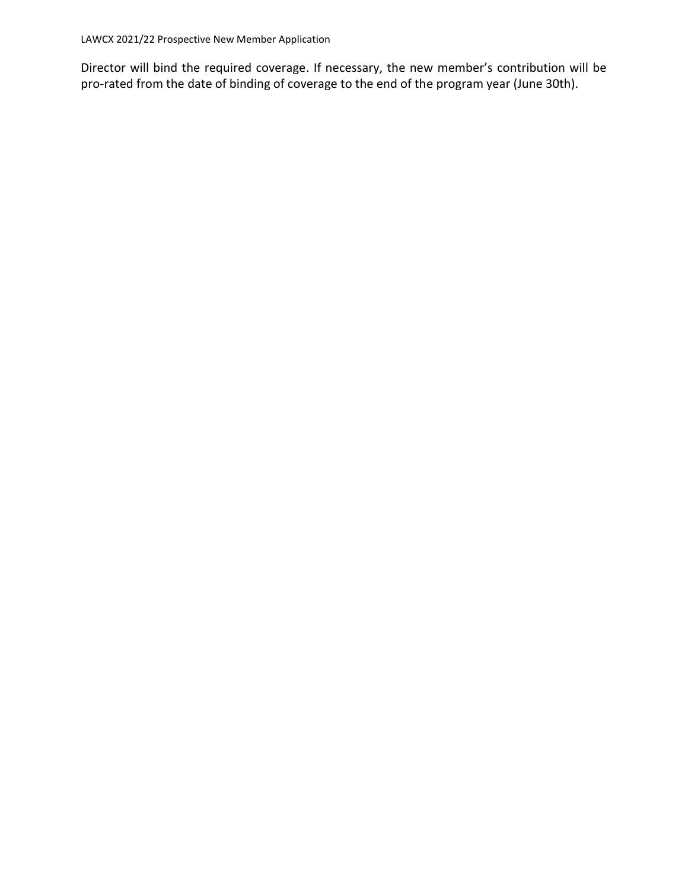Director will bind the required coverage. If necessary, the new member's contribution will be pro-rated from the date of binding of coverage to the end of the program year (June 30th).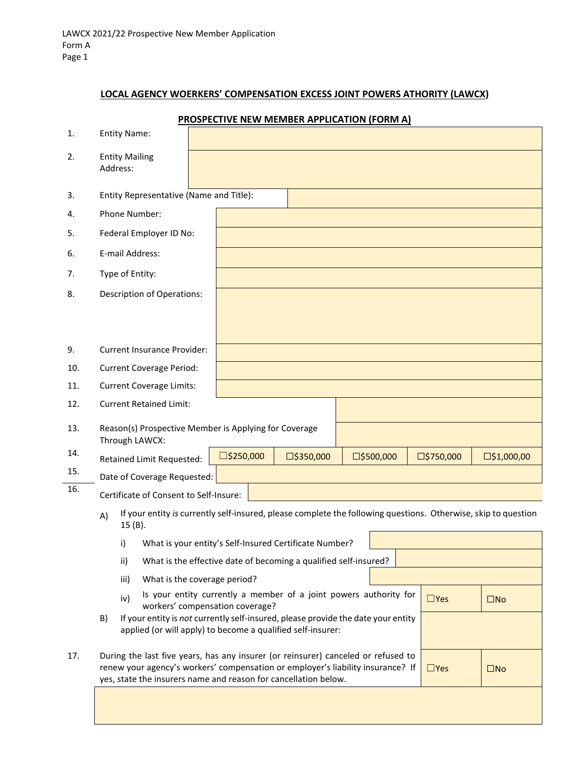**LOCAL AGENCY WOERKERS' COMPENSATION EXCESS JOINT POWERS ATHORITY (LAWCX)**

**PROSPECTIVE NEW MEMBER APPLICATION (FORM A)**

| | | |
|---|---|---|
| 1. | Entity Name: | |
| 2. | Entity Mailing Address: | |
| 3. | Entity Representative (Name and Title): | |
| 4. | Phone Number: | |
| 5. | Federal Employer ID No: | |
| 6. | E-mail Address: | |
| 7. | Type of Entity: | |
| 8. | Description of Operations: | |
| 9. | Current Insurance Provider: | |
| 10. | Current Coverage Period: | |
| 11. | Current Coverage Limits: | |
| 12. | Current Retained Limit: | |
| 13. | Reason(s) Prospective Member is Applying for Coverage Through LAWCX: | |

| | | | | | | |
|---|---|---|---|---|---|---|
| 14. | Retained Limit Requested: | ☐$250,000 | ☐$350,000 | ☐$500,000 | ☐$750,000 | ☐$1,000,00 |

| | | |
|---|---|---|
| 15. | Date of Coverage Requested: | |
| 16. | Certificate of Consent to Self-Insure: | |

A) If your entity *is* currently self-insured, please complete the following questions. Otherwise, skip to question 15 (B).

| | | | |
|---|---|---|---|
| i) | What is your entity's Self-Insured Certificate Number? | | |
| ii) | What is the effective date of becoming a qualified self-insured? | | |
| iii) | What is the coverage period? | | |
| iv) | Is your entity currently a member of a joint powers authority for workers' compensation coverage? | ☐Yes | ☐No |

B) If your entity is *not* currently self-insured, please provide the date your entity applied (or will apply) to become a qualified self-insurer:

| | | | |
|---|---|---|---|
| 17. | During the last five years, has any insurer (or reinsurer) canceled or refused to renew your agency's workers' compensation or employer's liability insurance? If yes, state the insurers name and reason for cancellation below. | ☐Yes | ☐No |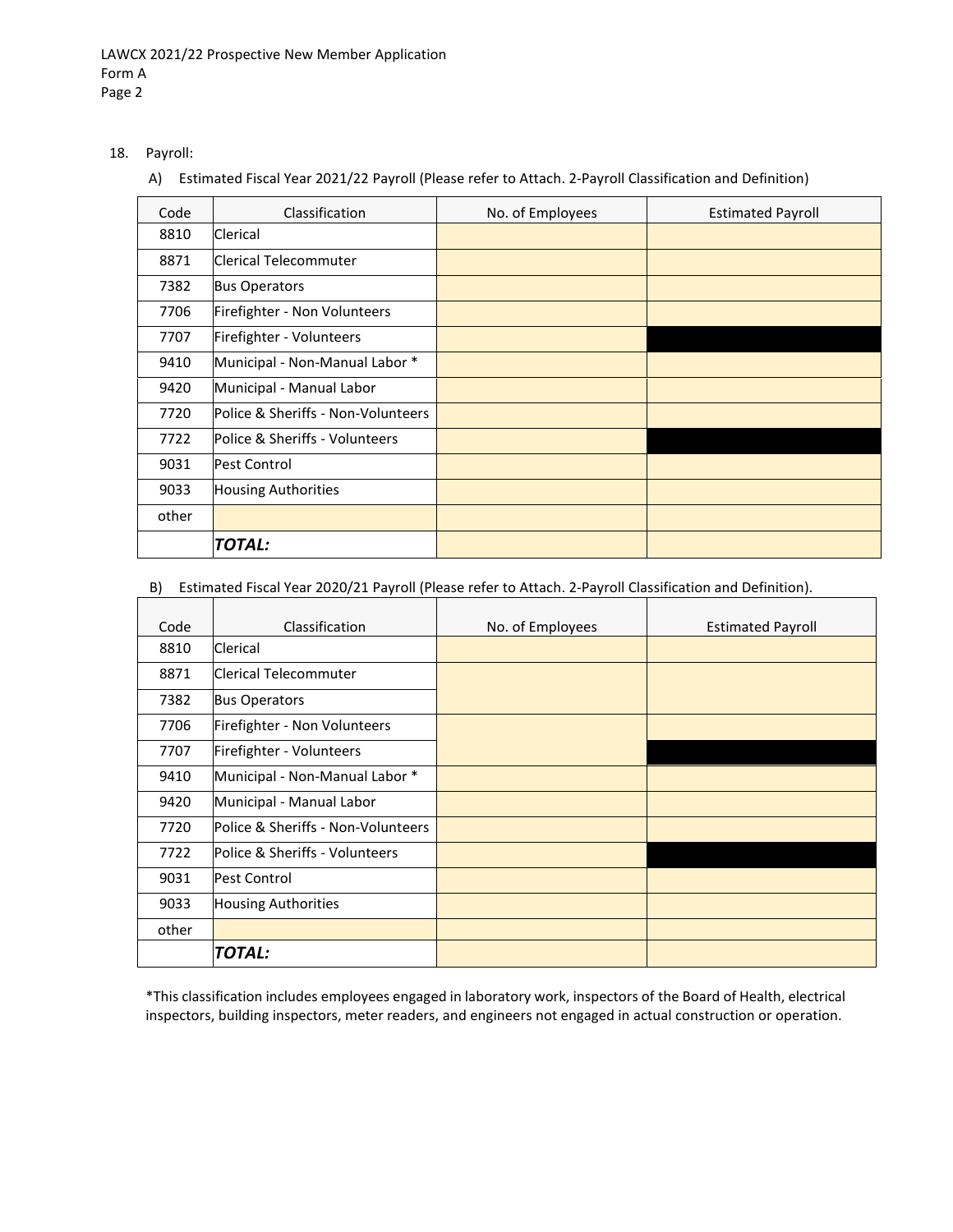18. Payroll:

A) Estimated Fiscal Year 2021/22 Payroll (Please refer to Attach. 2-Payroll Classification and Definition)

| Code | Classification | No. of Employees | Estimated Payroll |
|---|---|---|---|
| 8810 | Clerical | | |
| 8871 | Clerical Telecommuter | | |
| 7382 | Bus Operators | | |
| 7706 | Firefighter - Non Volunteers | | |
| 7707 | Firefighter - Volunteers | | |
| 9410 | Municipal - Non-Manual Labor * | | |
| 9420 | Municipal - Manual Labor | | |
| 7720 | Police & Sheriffs - Non-Volunteers | | |
| 7722 | Police & Sheriffs - Volunteers | | |
| 9031 | Pest Control | | |
| 9033 | Housing Authorities | | |
| other | | | |
| | ***TOTAL:*** | | |

B) Estimated Fiscal Year 2020/21 Payroll (Please refer to Attach. 2-Payroll Classification and Definition).

| Code | Classification | No. of Employees | Estimated Payroll |
|---|---|---|---|
| 8810 | Clerical | | |
| 8871 | Clerical Telecommuter | | |
| 7382 | Bus Operators | | |
| 7706 | Firefighter - Non Volunteers | | |
| 7707 | Firefighter - Volunteers | | |
| 9410 | Municipal - Non-Manual Labor * | | |
| 9420 | Municipal - Manual Labor | | |
| 7720 | Police & Sheriffs - Non-Volunteers | | |
| 7722 | Police & Sheriffs - Volunteers | | |
| 9031 | Pest Control | | |
| 9033 | Housing Authorities | | |
| other | | | |
| | ***TOTAL:*** | | |

*This classification includes employees engaged in laboratory work, inspectors of the Board of Health, electrical inspectors, building inspectors, meter readers, and engineers not engaged in actual construction or operation.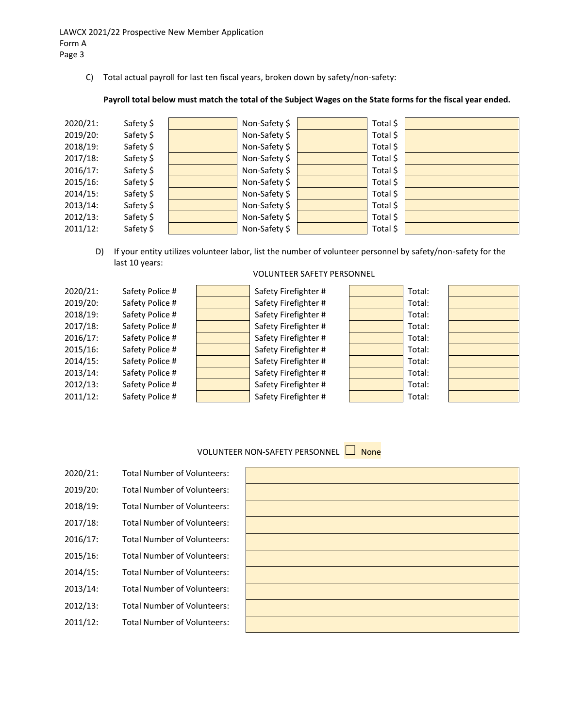C) Total actual payroll for last ten fiscal years, broken down by safety/non-safety:

**Payroll total below must match the total of the Subject Wages on the State forms for the fiscal year ended.**

| Year | | | | | | |
|---|---|---|---|---|---|---|
| 2020/21: | Safety $ | | Non-Safety $ | | Total $ | |
| 2019/20: | Safety $ | | Non-Safety $ | | Total $ | |
| 2018/19: | Safety $ | | Non-Safety $ | | Total $ | |
| 2017/18: | Safety $ | | Non-Safety $ | | Total $ | |
| 2016/17: | Safety $ | | Non-Safety $ | | Total $ | |
| 2015/16: | Safety $ | | Non-Safety $ | | Total $ | |
| 2014/15: | Safety $ | | Non-Safety $ | | Total $ | |
| 2013/14: | Safety $ | | Non-Safety $ | | Total $ | |
| 2012/13: | Safety $ | | Non-Safety $ | | Total $ | |
| 2011/12: | Safety $ | | Non-Safety $ | | Total $ | |

D) If your entity utilizes volunteer labor, list the number of volunteer personnel by safety/non-safety for the last 10 years:

VOLUNTEER SAFETY PERSONNEL

| Year | | | | | | |
|---|---|---|---|---|---|---|
| 2020/21: | Safety Police # | | Safety Firefighter # | | Total: | |
| 2019/20: | Safety Police # | | Safety Firefighter # | | Total: | |
| 2018/19: | Safety Police # | | Safety Firefighter # | | Total: | |
| 2017/18: | Safety Police # | | Safety Firefighter # | | Total: | |
| 2016/17: | Safety Police # | | Safety Firefighter # | | Total: | |
| 2015/16: | Safety Police # | | Safety Firefighter # | | Total: | |
| 2014/15: | Safety Police # | | Safety Firefighter # | | Total: | |
| 2013/14: | Safety Police # | | Safety Firefighter # | | Total: | |
| 2012/13: | Safety Police # | | Safety Firefighter # | | Total: | |
| 2011/12: | Safety Police # | | Safety Firefighter # | | Total: | |

VOLUNTEER NON-SAFETY PERSONNEL ☐ None

| Year | | |
|---|---|---|
| 2020/21: | Total Number of Volunteers: | |
| 2019/20: | Total Number of Volunteers: | |
| 2018/19: | Total Number of Volunteers: | |
| 2017/18: | Total Number of Volunteers: | |
| 2016/17: | Total Number of Volunteers: | |
| 2015/16: | Total Number of Volunteers: | |
| 2014/15: | Total Number of Volunteers: | |
| 2013/14: | Total Number of Volunteers: | |
| 2012/13: | Total Number of Volunteers: | |
| 2011/12: | Total Number of Volunteers: | |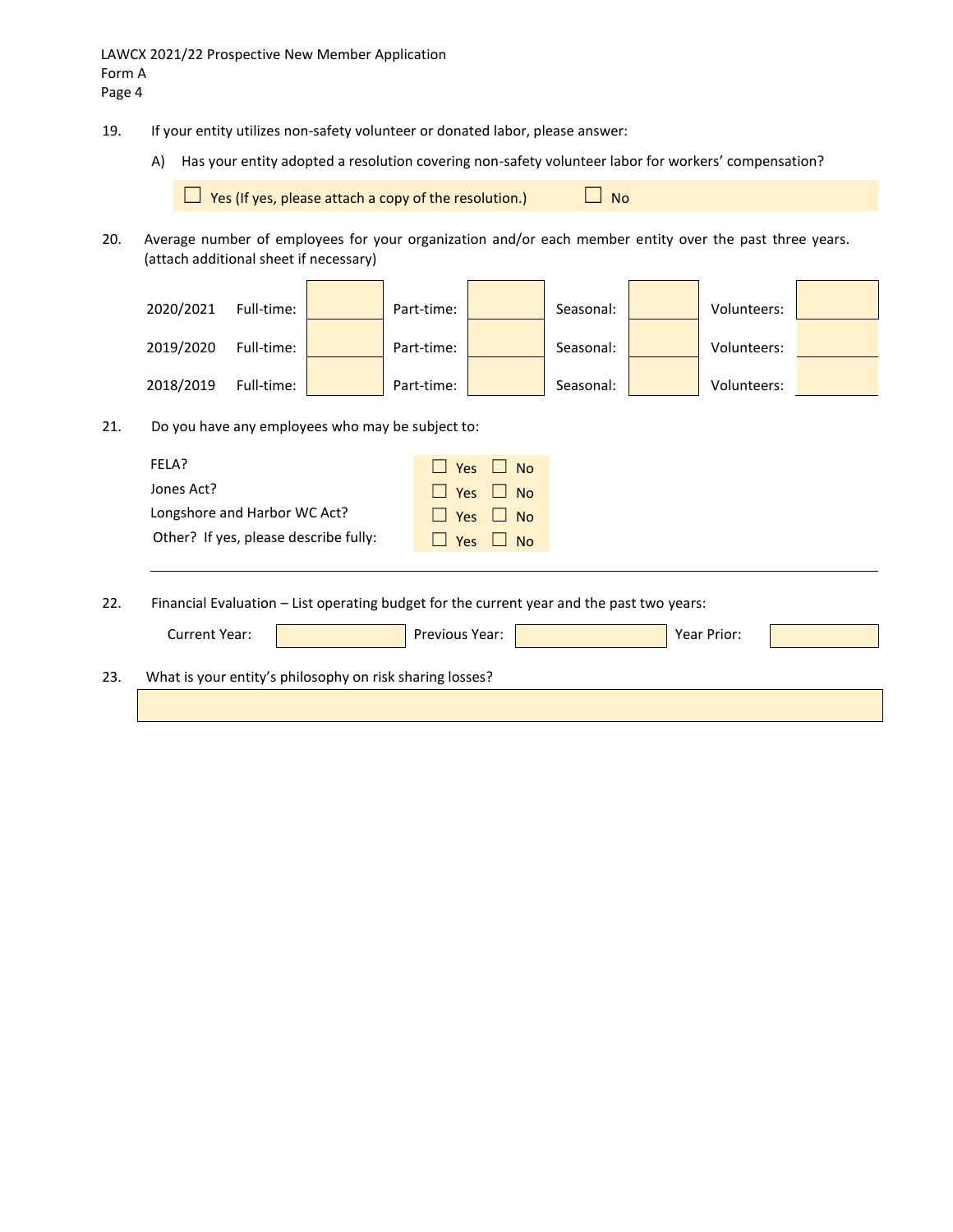LAWCX 2021/22 Prospective New Member Application
Form A

19. If your entity utilizes non-safety volunteer or donated labor, please answer:

    A) Has your entity adopted a resolution covering non-safety volunteer labor for workers' compensation?

    ☐ Yes (If yes, please attach a copy of the resolution.) ☐ No

20. Average number of employees for your organization and/or each member entity over the past three years. (attach additional sheet if necessary)

| Year | | | | | | | | |
|---|---|---|---|---|---|---|---|---|
| 2020/2021 | Full-time: | | Part-time: | | Seasonal: | | Volunteers: | |
| 2019/2020 | Full-time: | | Part-time: | | Seasonal: | | Volunteers: | |
| 2018/2019 | Full-time: | | Part-time: | | Seasonal: | | Volunteers: | |

21. Do you have any employees who may be subject to:

| | | |
|---|---|---|
| FELA? | ☐ Yes | ☐ No |
| Jones Act? | ☐ Yes | ☐ No |
| Longshore and Harbor WC Act? | ☐ Yes | ☐ No |
| Other? If yes, please describe fully: | ☐ Yes | ☐ No |

22. Financial Evaluation – List operating budget for the current year and the past two years:

    Current Year: \_\_\_\_\_\_ Previous Year: \_\_\_\_\_\_ Year Prior: \_\_\_\_\_\_

23. What is your entity's philosophy on risk sharing losses?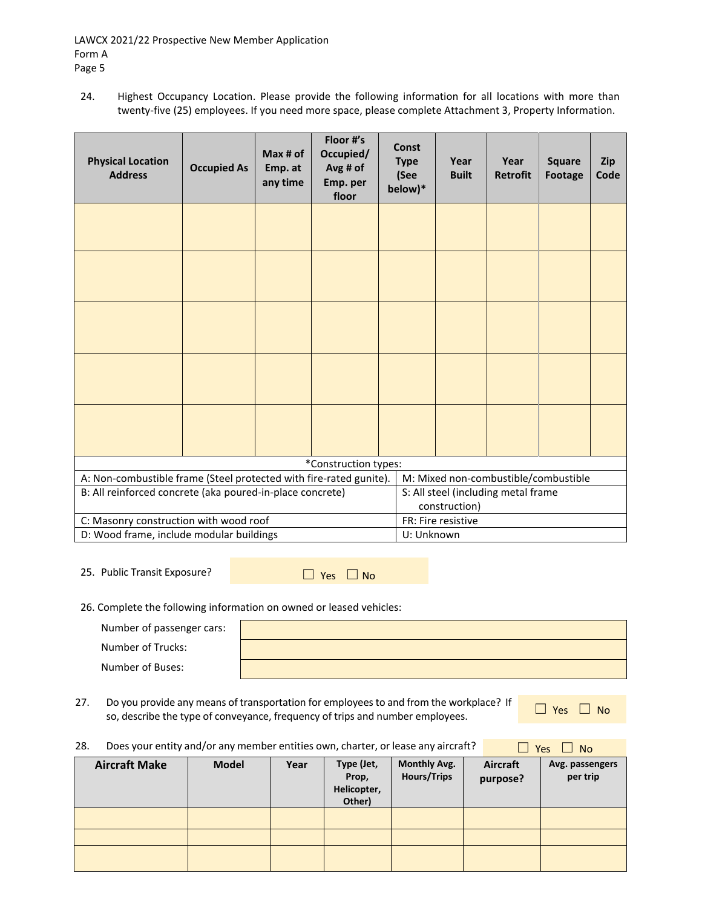24. Highest Occupancy Location. Please provide the following information for all locations with more than twenty-five (25) employees. If you need more space, please complete Attachment 3, Property Information.

| Physical Location Address | Occupied As | Max # of Emp. at any time | Floor #'s Occupied/ Avg # of Emp. per floor | Const Type (See below)* | Year Built | Year Retrofit | Square Footage | Zip Code |
|---|---|---|---|---|---|---|---|---|
| | | | | | | | | |
| | | | | | | | | |
| | | | | | | | | |
| | | | | | | | | |
| | | | | | | | | |

*Construction types:

| | |
|---|---|
| A: Non-combustible frame (Steel protected with fire-rated gunite). | M: Mixed non-combustible/combustible |
| B: All reinforced concrete (aka poured-in-place concrete) | S: All steel (including metal frame construction) |
| C: Masonry construction with wood roof | FR: Fire resistive |
| D: Wood frame, include modular buildings | U: Unknown |

25. Public Transit Exposure? ☐ Yes ☐ No

26. Complete the following information on owned or leased vehicles:

| | |
|---|---|
| Number of passenger cars: | |
| Number of Trucks: | |
| Number of Buses: | |

27. Do you provide any means of transportation for employees to and from the workplace? If so, describe the type of conveyance, frequency of trips and number employees. ☐ Yes ☐ No

28. Does your entity and/or any member entities own, charter, or lease any aircraft? ☐ Yes ☐ No

| Aircraft Make | Model | Year | Type (Jet, Prop, Helicopter, Other) | Monthly Avg. Hours/Trips | Aircraft purpose? | Avg. passengers per trip |
|---|---|---|---|---|---|---|
| | | | | | | |
| | | | | | | |
| | | | | | | |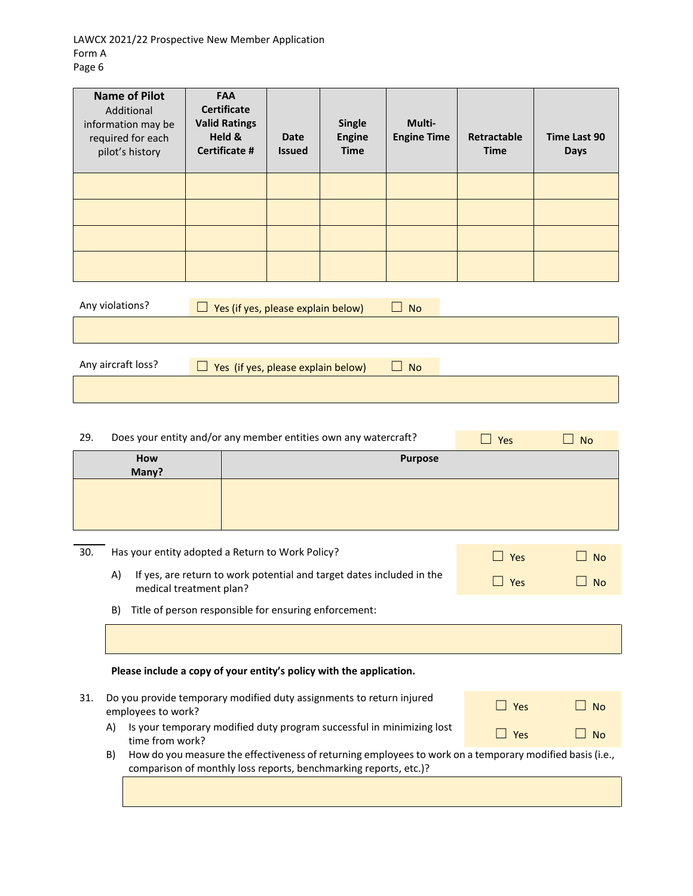| Name of Pilot Additional information may be required for each pilot's history | FAA Certificate Valid Ratings Held & Certificate # | Date Issued | Single Engine Time | Multi-Engine Time | Retractable Time | Time Last 90 Days |
|---|---|---|---|---|---|---|
| | | | | | | |
| | | | | | | |
| | | | | | | |
| | | | | | | |

Any violations? ☐ Yes (if yes, please explain below) ☐ No

Any aircraft loss? ☐ Yes (if yes, please explain below) ☐ No

29. Does your entity and/or any member entities own any watercraft? ☐ Yes ☐ No

| How Many? | Purpose |
|---|---|
| | |

30. Has your entity adopted a Return to Work Policy? ☐ Yes ☐ No

   A) If yes, are return to work potential and target dates included in the medical treatment plan? ☐ Yes ☐ No

   B) Title of person responsible for ensuring enforcement:

**Please include a copy of your entity's policy with the application.**

31. Do you provide temporary modified duty assignments to return injured employees to work? ☐ Yes ☐ No

   A) Is your temporary modified duty program successful in minimizing lost time from work? ☐ Yes ☐ No

   B) How do you measure the effectiveness of returning employees to work on a temporary modified basis (i.e., comparison of monthly loss reports, benchmarking reports, etc.)?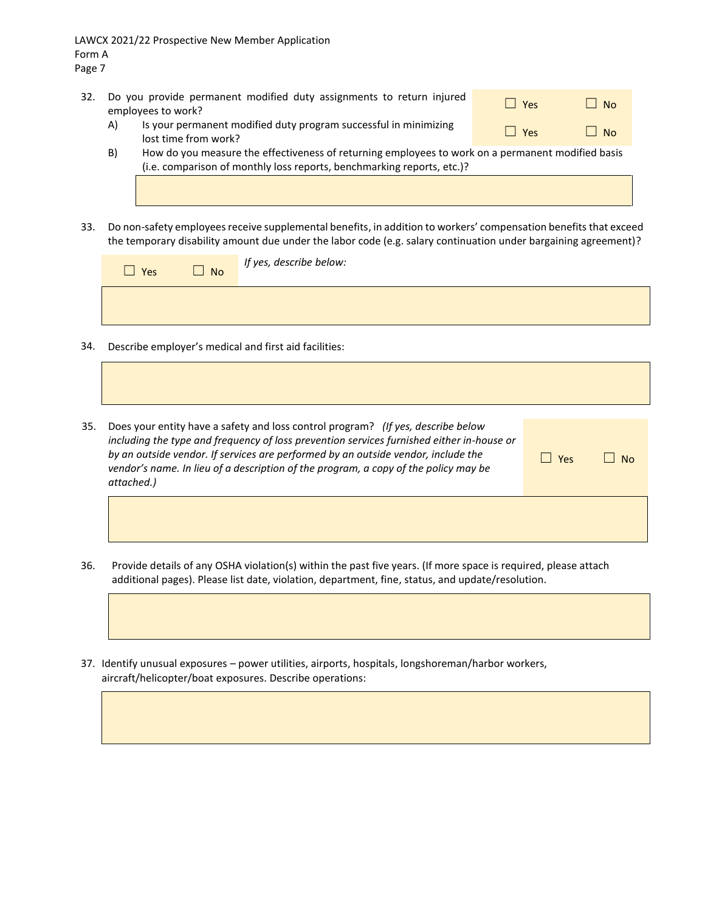32. Do you provide permanent modified duty assignments to return injured employees to work? ☐ Yes ☐ No
    A) Is your permanent modified duty program successful in minimizing lost time from work? ☐ Yes ☐ No
    B) How do you measure the effectiveness of returning employees to work on a permanent modified basis (i.e. comparison of monthly loss reports, benchmarking reports, etc.)?

33. Do non-safety employees receive supplemental benefits, in addition to workers' compensation benefits that exceed the temporary disability amount due under the labor code (e.g. salary continuation under bargaining agreement)?

    ☐ Yes ☐ No *If yes, describe below:*

34. Describe employer's medical and first aid facilities:

35. Does your entity have a safety and loss control program? *(If yes, describe below including the type and frequency of loss prevention services furnished either in-house or by an outside vendor. If services are performed by an outside vendor, include the vendor's name. In lieu of a description of the program, a copy of the policy may be attached.)* ☐ Yes ☐ No

36. Provide details of any OSHA violation(s) within the past five years. (If more space is required, please attach additional pages). Please list date, violation, department, fine, status, and update/resolution.

37. Identify unusual exposures – power utilities, airports, hospitals, longshoreman/harbor workers, aircraft/helicopter/boat exposures. Describe operations: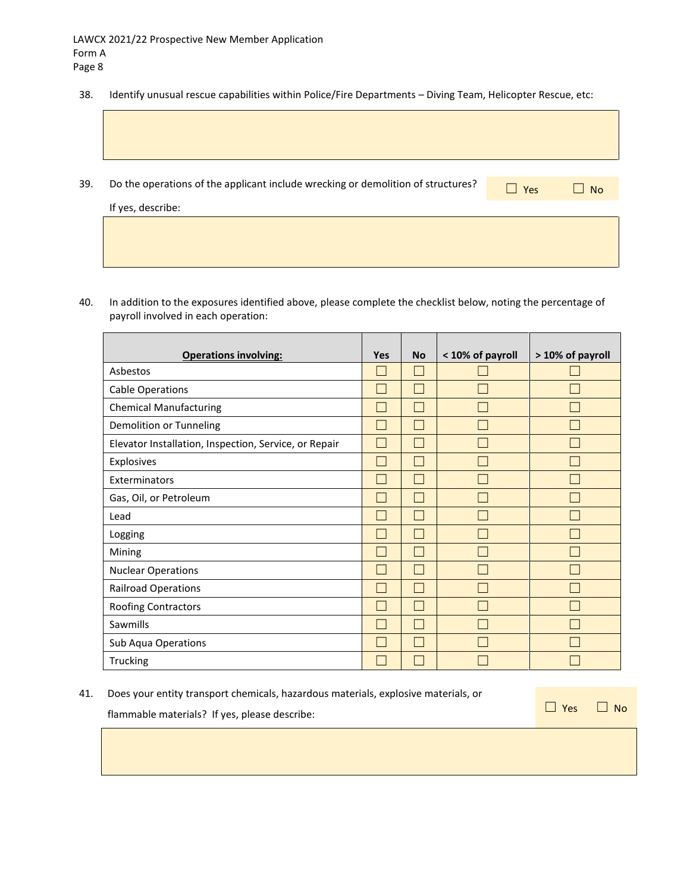38. Identify unusual rescue capabilities within Police/Fire Departments – Diving Team, Helicopter Rescue, etc:

39. Do the operations of the applicant include wrecking or demolition of structures? ☐ Yes ☐ No

If yes, describe:

40. In addition to the exposures identified above, please complete the checklist below, noting the percentage of payroll involved in each operation:

| **Operations involving:** | Yes | No | < 10% of payroll | > 10% of payroll |
|---|---|---|---|---|
| Asbestos | ☐ | ☐ | ☐ | ☐ |
| Cable Operations | ☐ | ☐ | ☐ | ☐ |
| Chemical Manufacturing | ☐ | ☐ | ☐ | ☐ |
| Demolition or Tunneling | ☐ | ☐ | ☐ | ☐ |
| Elevator Installation, Inspection, Service, or Repair | ☐ | ☐ | ☐ | ☐ |
| Explosives | ☐ | ☐ | ☐ | ☐ |
| Exterminators | ☐ | ☐ | ☐ | ☐ |
| Gas, Oil, or Petroleum | ☐ | ☐ | ☐ | ☐ |
| Lead | ☐ | ☐ | ☐ | ☐ |
| Logging | ☐ | ☐ | ☐ | ☐ |
| Mining | ☐ | ☐ | ☐ | ☐ |
| Nuclear Operations | ☐ | ☐ | ☐ | ☐ |
| Railroad Operations | ☐ | ☐ | ☐ | ☐ |
| Roofing Contractors | ☐ | ☐ | ☐ | ☐ |
| Sawmills | ☐ | ☐ | ☐ | ☐ |
| Sub Aqua Operations | ☐ | ☐ | ☐ | ☐ |
| Trucking | ☐ | ☐ | ☐ | ☐ |

41. Does your entity transport chemicals, hazardous materials, explosive materials, or flammable materials? If yes, please describe: ☐ Yes ☐ No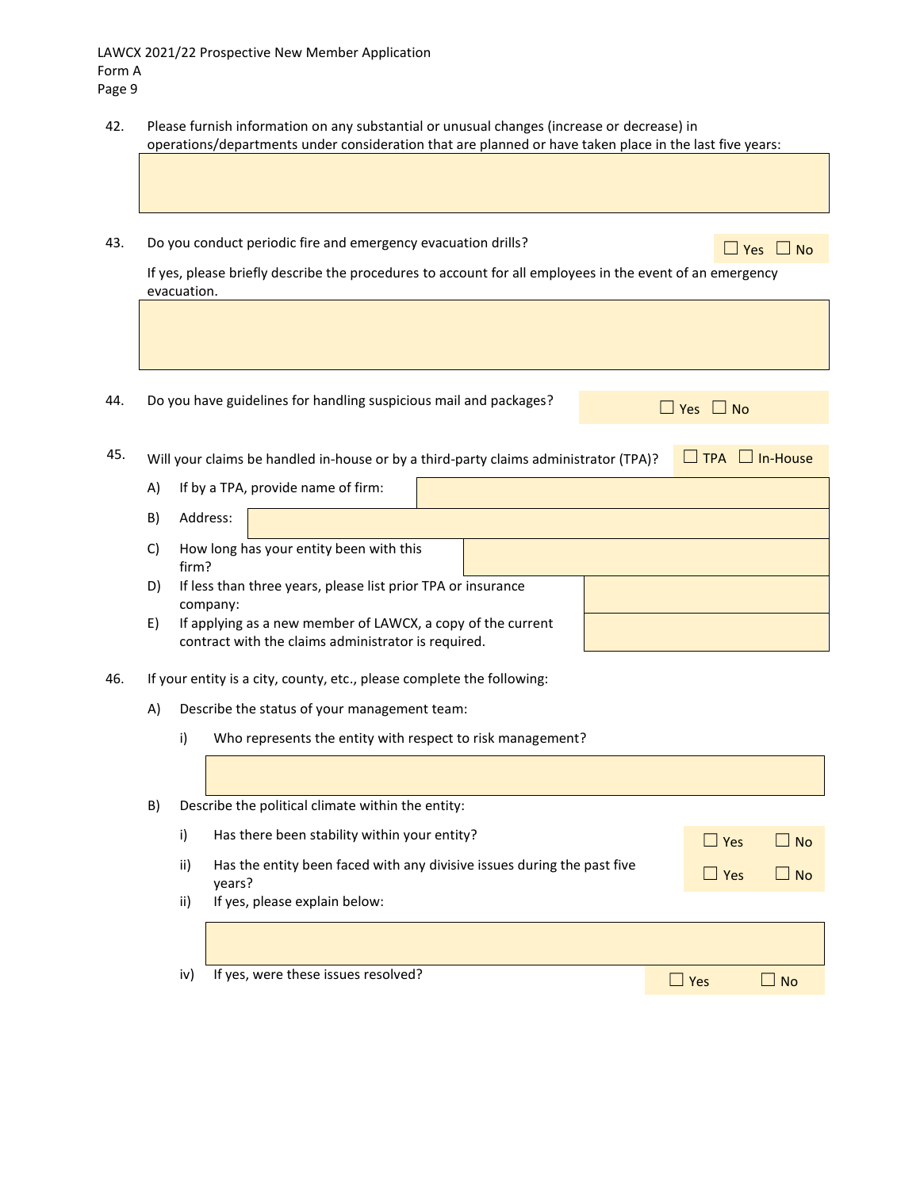42. Please furnish information on any substantial or unusual changes (increase or decrease) in operations/departments under consideration that are planned or have taken place in the last five years:

43. Do you conduct periodic fire and emergency evacuation drills? ☐ Yes ☐ No

    If yes, please briefly describe the procedures to account for all employees in the event of an emergency evacuation.

44. Do you have guidelines for handling suspicious mail and packages? ☐ Yes ☐ No

45. Will your claims be handled in-house or by a third-party claims administrator (TPA)? ☐ TPA ☐ In-House

    A) If by a TPA, provide name of firm:

    B) Address:

    C) How long has your entity been with this firm?

    D) If less than three years, please list prior TPA or insurance company:

    E) If applying as a new member of LAWCX, a copy of the current contract with the claims administrator is required.

46. If your entity is a city, county, etc., please complete the following:

    A) Describe the status of your management team:

       i) Who represents the entity with respect to risk management?

    B) Describe the political climate within the entity:

       i) Has there been stability within your entity? ☐ Yes ☐ No

       ii) Has the entity been faced with any divisive issues during the past five years? ☐ Yes ☐ No

       ii) If yes, please explain below:

       iv) If yes, were these issues resolved? ☐ Yes ☐ No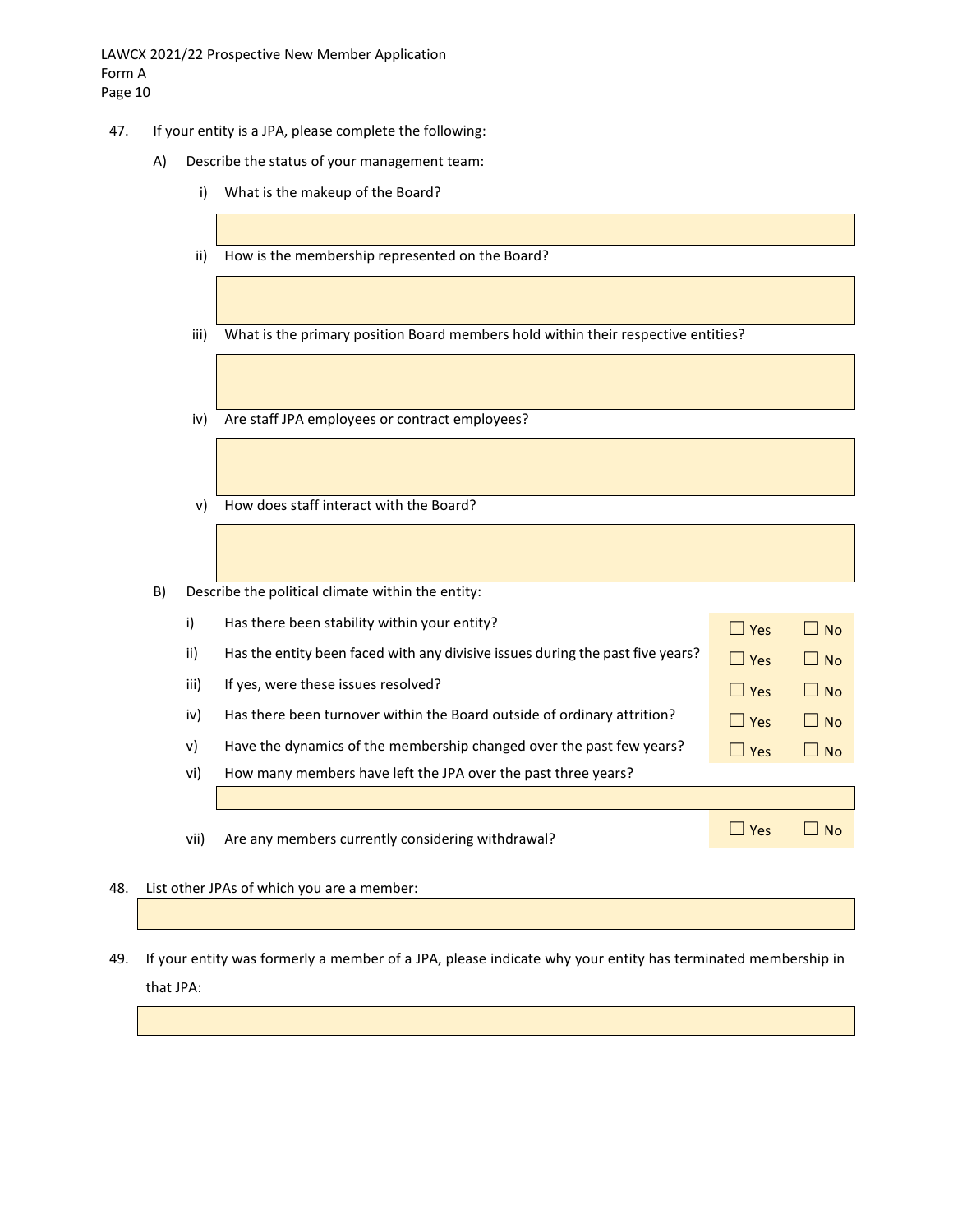47. If your entity is a JPA, please complete the following:

   A) Describe the status of your management team:

      i) What is the makeup of the Board?

      ii) How is the membership represented on the Board?

      iii) What is the primary position Board members hold within their respective entities?

      iv) Are staff JPA employees or contract employees?

      v) How does staff interact with the Board?

   B) Describe the political climate within the entity:

      i) Has there been stability within your entity? ☐ Yes ☐ No

      ii) Has the entity been faced with any divisive issues during the past five years? ☐ Yes ☐ No

      iii) If yes, were these issues resolved? ☐ Yes ☐ No

      iv) Has there been turnover within the Board outside of ordinary attrition? ☐ Yes ☐ No

      v) Have the dynamics of the membership changed over the past few years? ☐ Yes ☐ No

      vi) How many members have left the JPA over the past three years?

      vii) Are any members currently considering withdrawal? ☐ Yes ☐ No

48. List other JPAs of which you are a member:

49. If your entity was formerly a member of a JPA, please indicate why your entity has terminated membership in that JPA: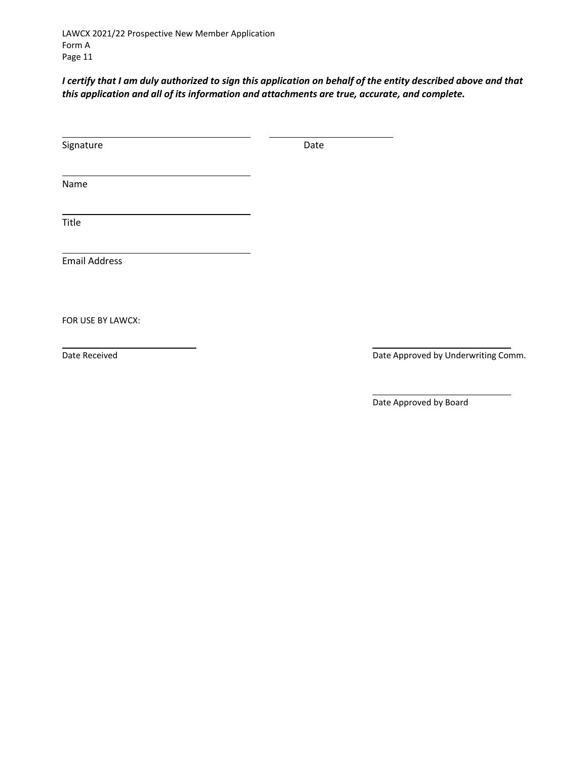***I certify that I am duly authorized to sign this application on behalf of the entity described above and that this application and all of its information and attachments are true, accurate, and complete.***

______________________________ ____________________
Signature Date

______________________________
Name

______________________________
Title

______________________________
Email Address

FOR USE BY LAWCX:

____________________ ____________________
Date Received Date Approved by Underwriting Comm.

____________________
Date Approved by Board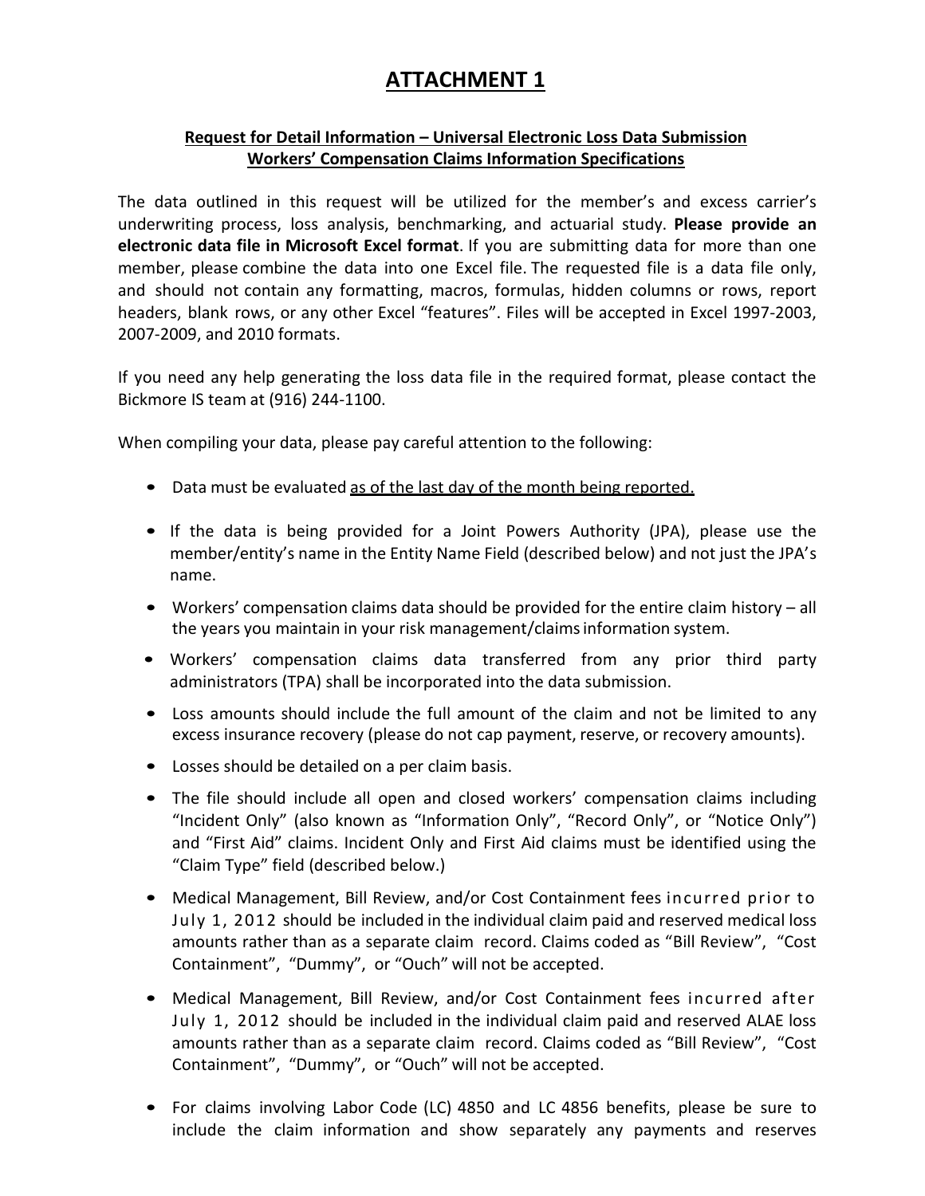# ATTACHMENT 1

**Request for Detail Information – Universal Electronic Loss Data Submission**
**Workers' Compensation Claims Information Specifications**

The data outlined in this request will be utilized for the member's and excess carrier's underwriting process, loss analysis, benchmarking, and actuarial study. **Please provide an electronic data file in Microsoft Excel format**. If you are submitting data for more than one member, please combine the data into one Excel file. The requested file is a data file only, and should not contain any formatting, macros, formulas, hidden columns or rows, report headers, blank rows, or any other Excel "features". Files will be accepted in Excel 1997-2003, 2007-2009, and 2010 formats.

If you need any help generating the loss data file in the required format, please contact the Bickmore IS team at (916) 244-1100.

When compiling your data, please pay careful attention to the following:

- Data must be evaluated as of the last day of the month being reported.
- If the data is being provided for a Joint Powers Authority (JPA), please use the member/entity's name in the Entity Name Field (described below) and not just the JPA's name.
- Workers' compensation claims data should be provided for the entire claim history – all the years you maintain in your risk management/claims information system.
- Workers' compensation claims data transferred from any prior third party administrators (TPA) shall be incorporated into the data submission.
- Loss amounts should include the full amount of the claim and not be limited to any excess insurance recovery (please do not cap payment, reserve, or recovery amounts).
- Losses should be detailed on a per claim basis.
- The file should include all open and closed workers' compensation claims including "Incident Only" (also known as "Information Only", "Record Only", or "Notice Only") and "First Aid" claims. Incident Only and First Aid claims must be identified using the "Claim Type" field (described below.)
- Medical Management, Bill Review, and/or Cost Containment fees incurred prior to July 1, 2012 should be included in the individual claim paid and reserved medical loss amounts rather than as a separate claim record. Claims coded as "Bill Review", "Cost Containment", "Dummy", or "Ouch" will not be accepted.
- Medical Management, Bill Review, and/or Cost Containment fees incurred after July 1, 2012 should be included in the individual claim paid and reserved ALAE loss amounts rather than as a separate claim record. Claims coded as "Bill Review", "Cost Containment", "Dummy", or "Ouch" will not be accepted.
- For claims involving Labor Code (LC) 4850 and LC 4856 benefits, please be sure to include the claim information and show separately any payments and reserves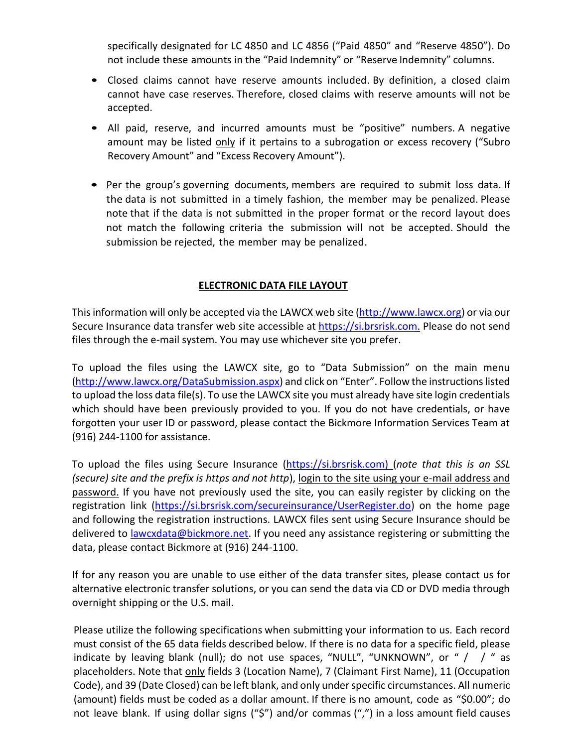specifically designated for LC 4850 and LC 4856 ("Paid 4850" and "Reserve 4850"). Do not include these amounts in the "Paid Indemnity" or "Reserve Indemnity" columns.

- Closed claims cannot have reserve amounts included. By definition, a closed claim cannot have case reserves. Therefore, closed claims with reserve amounts will not be accepted.
- All paid, reserve, and incurred amounts must be "positive" numbers. A negative amount may be listed only if it pertains to a subrogation or excess recovery ("Subro Recovery Amount" and "Excess Recovery Amount").
- Per the group's governing documents, members are required to submit loss data. If the data is not submitted in a timely fashion, the member may be penalized. Please note that if the data is not submitted in the proper format or the record layout does not match the following criteria the submission will not be accepted. Should the submission be rejected, the member may be penalized.

## ELECTRONIC DATA FILE LAYOUT

This information will only be accepted via the LAWCX web site (http://www.lawcx.org) or via our Secure Insurance data transfer web site accessible at https://si.brsrisk.com. Please do not send files through the e-mail system. You may use whichever site you prefer.

To upload the files using the LAWCX site, go to "Data Submission" on the main menu (http://www.lawcx.org/DataSubmission.aspx) and click on "Enter". Follow the instructions listed to upload the loss data file(s). To use the LAWCX site you must already have site login credentials which should have been previously provided to you. If you do not have credentials, or have forgotten your user ID or password, please contact the Bickmore Information Services Team at (916) 244-1100 for assistance.

To upload the files using Secure Insurance (https://si.brsrisk.com) (*note that this is an SSL (secure) site and the prefix is https and not http*), login to the site using your e-mail address and password. If you have not previously used the site, you can easily register by clicking on the registration link (https://si.brsrisk.com/secureinsurance/UserRegister.do) on the home page and following the registration instructions. LAWCX files sent using Secure Insurance should be delivered to lawcxdata@bickmore.net. If you need any assistance registering or submitting the data, please contact Bickmore at (916) 244-1100.

If for any reason you are unable to use either of the data transfer sites, please contact us for alternative electronic transfer solutions, or you can send the data via CD or DVD media through overnight shipping or the U.S. mail.

Please utilize the following specifications when submitting your information to us. Each record must consist of the 65 data fields described below. If there is no data for a specific field, please indicate by leaving blank (null); do not use spaces, "NULL", "UNKNOWN", or " / / " as placeholders. Note that only fields 3 (Location Name), 7 (Claimant First Name), 11 (Occupation Code), and 39 (Date Closed) can be left blank, and only under specific circumstances. All numeric (amount) fields must be coded as a dollar amount. If there is no amount, code as "$0.00"; do not leave blank. If using dollar signs ("$") and/or commas (",") in a loss amount field causes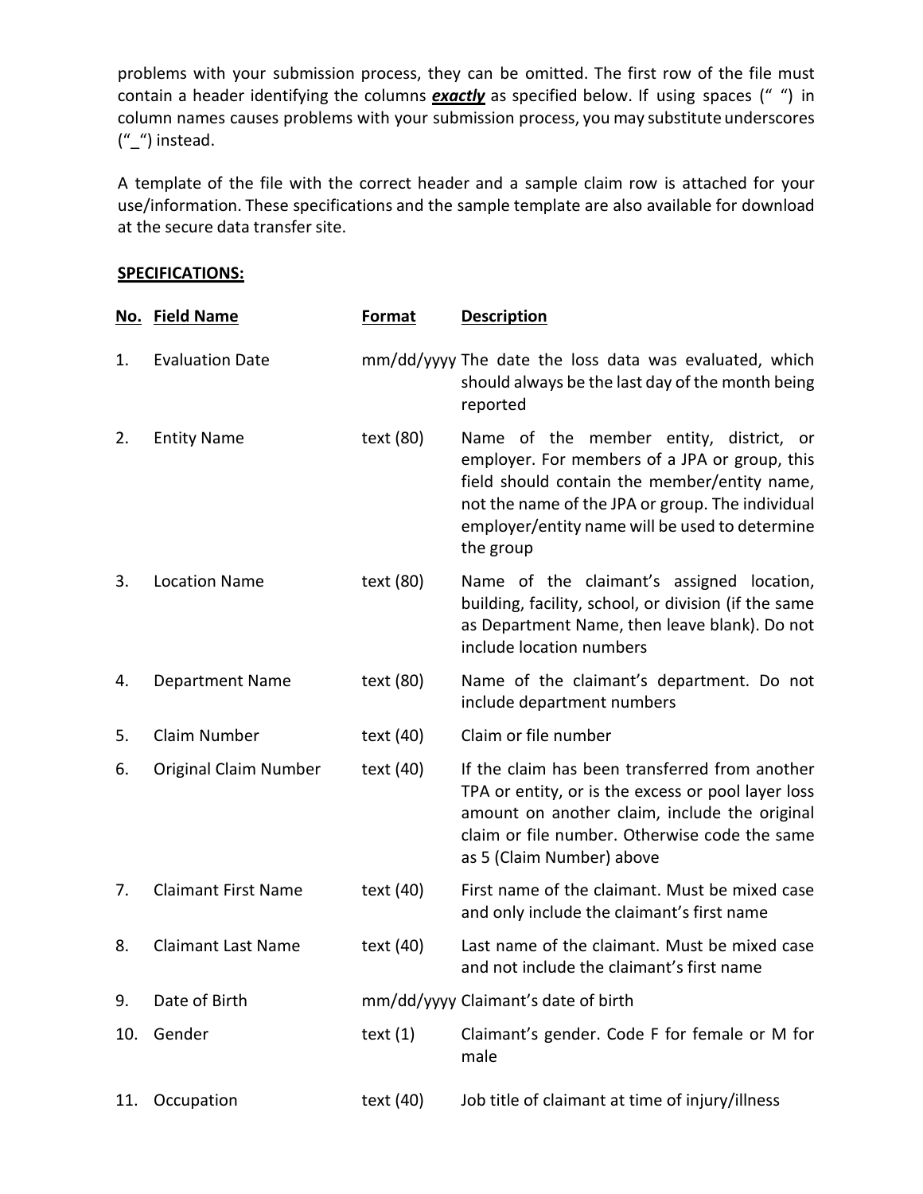problems with your submission process, they can be omitted. The first row of the file must contain a header identifying the columns ***exactly*** as specified below. If using spaces (" ") in column names causes problems with your submission process, you may substitute underscores ("_") instead.

A template of the file with the correct header and a sample claim row is attached for your use/information. These specifications and the sample template are also available for download at the secure data transfer site.

**SPECIFICATIONS:**

| No. | Field Name | Format | Description |
|---|---|---|---|
| 1. | Evaluation Date | mm/dd/yyyy | The date the loss data was evaluated, which should always be the last day of the month being reported |
| 2. | Entity Name | text (80) | Name of the member entity, district, or employer. For members of a JPA or group, this field should contain the member/entity name, not the name of the JPA or group. The individual employer/entity name will be used to determine the group |
| 3. | Location Name | text (80) | Name of the claimant's assigned location, building, facility, school, or division (if the same as Department Name, then leave blank). Do not include location numbers |
| 4. | Department Name | text (80) | Name of the claimant's department. Do not include department numbers |
| 5. | Claim Number | text (40) | Claim or file number |
| 6. | Original Claim Number | text (40) | If the claim has been transferred from another TPA or entity, or is the excess or pool layer loss amount on another claim, include the original claim or file number. Otherwise code the same as 5 (Claim Number) above |
| 7. | Claimant First Name | text (40) | First name of the claimant. Must be mixed case and only include the claimant's first name |
| 8. | Claimant Last Name | text (40) | Last name of the claimant. Must be mixed case and not include the claimant's first name |
| 9. | Date of Birth | mm/dd/yyyy | Claimant's date of birth |
| 10. | Gender | text (1) | Claimant's gender. Code F for female or M for male |
| 11. | Occupation | text (40) | Job title of claimant at time of injury/illness |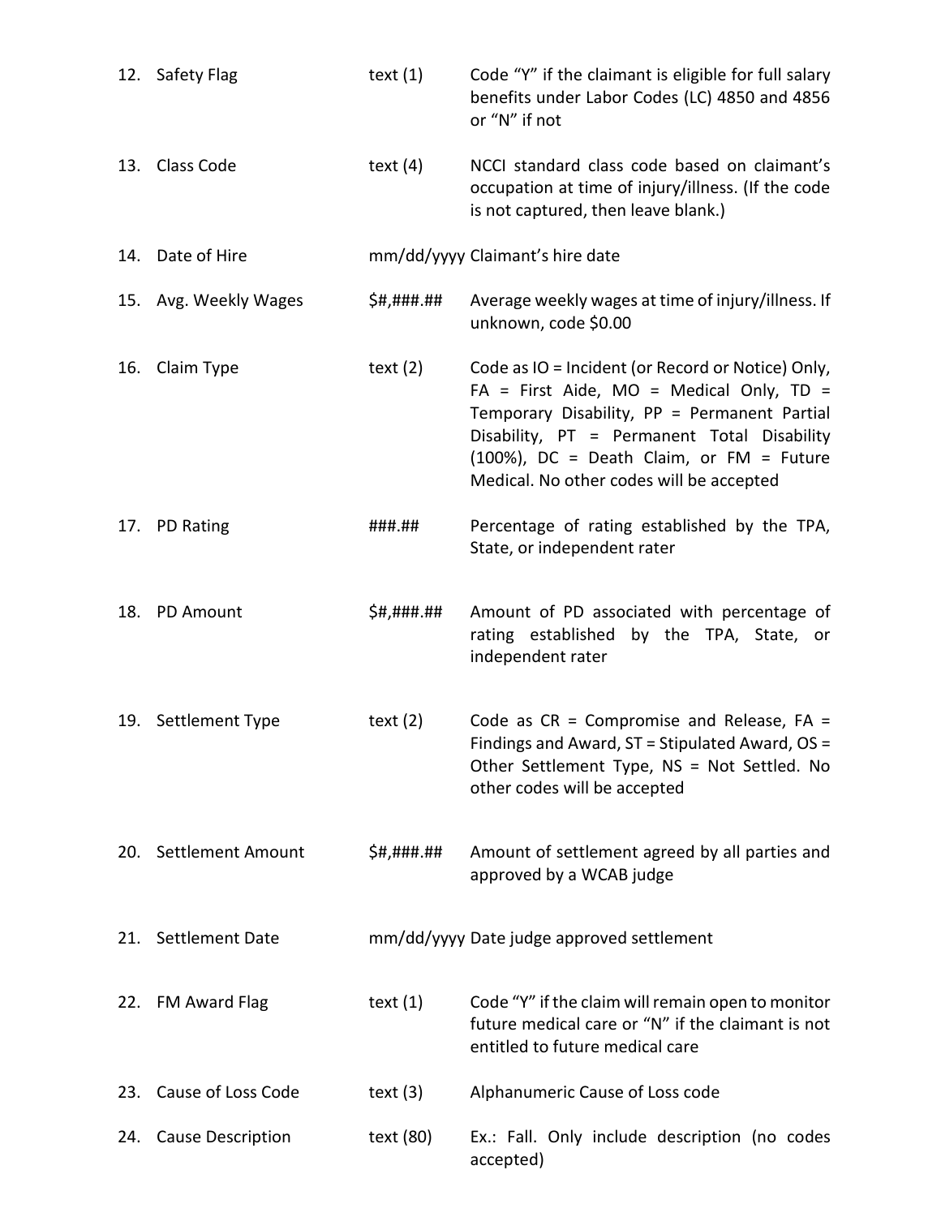| | | | |
|---|---|---|---|
| 12. | Safety Flag | text (1) | Code "Y" if the claimant is eligible for full salary benefits under Labor Codes (LC) 4850 and 4856 or "N" if not |
| 13. | Class Code | text (4) | NCCI standard class code based on claimant's occupation at time of injury/illness. (If the code is not captured, then leave blank.) |
| 14. | Date of Hire | mm/dd/yyyy | Claimant's hire date |
| 15. | Avg. Weekly Wages | $#,###.## | Average weekly wages at time of injury/illness. If unknown, code $0.00 |
| 16. | Claim Type | text (2) | Code as IO = Incident (or Record or Notice) Only, FA = First Aide, MO = Medical Only, TD = Temporary Disability, PP = Permanent Partial Disability, PT = Permanent Total Disability (100%), DC = Death Claim, or FM = Future Medical. No other codes will be accepted |
| 17. | PD Rating | ###.## | Percentage of rating established by the TPA, State, or independent rater |
| 18. | PD Amount | $#,###.## | Amount of PD associated with percentage of rating established by the TPA, State, or independent rater |
| 19. | Settlement Type | text (2) | Code as CR = Compromise and Release, FA = Findings and Award, ST = Stipulated Award, OS = Other Settlement Type, NS = Not Settled. No other codes will be accepted |
| 20. | Settlement Amount | $#,###.## | Amount of settlement agreed by all parties and approved by a WCAB judge |
| 21. | Settlement Date | mm/dd/yyyy | Date judge approved settlement |
| 22. | FM Award Flag | text (1) | Code "Y" if the claim will remain open to monitor future medical care or "N" if the claimant is not entitled to future medical care |
| 23. | Cause of Loss Code | text (3) | Alphanumeric Cause of Loss code |
| 24. | Cause Description | text (80) | Ex.: Fall. Only include description (no codes accepted) |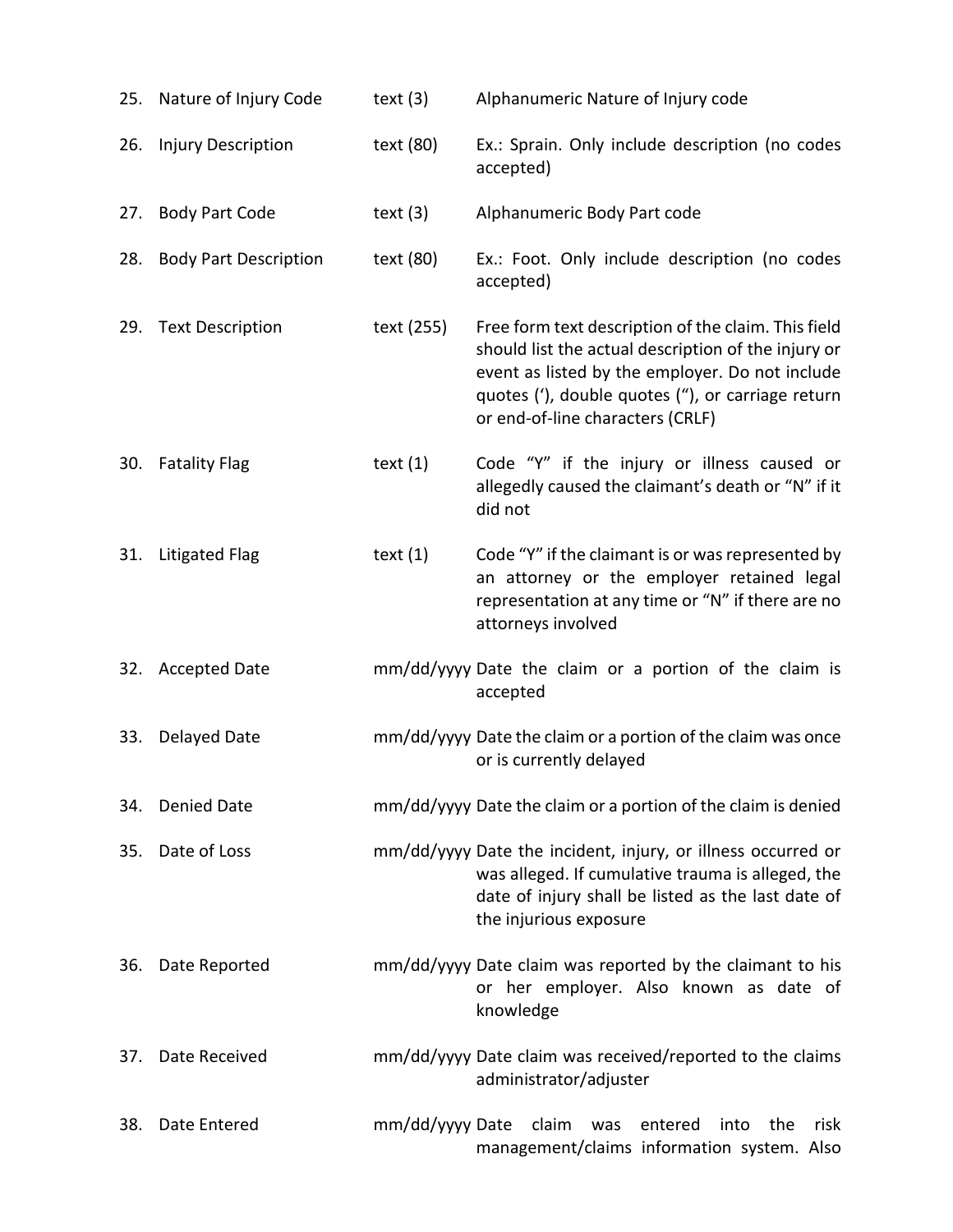| # | Field | Format | Description |
|---|---|---|---|
| 25. | Nature of Injury Code | text (3) | Alphanumeric Nature of Injury code |
| 26. | Injury Description | text (80) | Ex.: Sprain. Only include description (no codes accepted) |
| 27. | Body Part Code | text (3) | Alphanumeric Body Part code |
| 28. | Body Part Description | text (80) | Ex.: Foot. Only include description (no codes accepted) |
| 29. | Text Description | text (255) | Free form text description of the claim. This field should list the actual description of the injury or event as listed by the employer. Do not include quotes ('), double quotes ("), or carriage return or end-of-line characters (CRLF) |
| 30. | Fatality Flag | text (1) | Code "Y" if the injury or illness caused or allegedly caused the claimant's death or "N" if it did not |
| 31. | Litigated Flag | text (1) | Code "Y" if the claimant is or was represented by an attorney or the employer retained legal representation at any time or "N" if there are no attorneys involved |
| 32. | Accepted Date | mm/dd/yyyy | Date the claim or a portion of the claim is accepted |
| 33. | Delayed Date | mm/dd/yyyy | Date the claim or a portion of the claim was once or is currently delayed |
| 34. | Denied Date | mm/dd/yyyy | Date the claim or a portion of the claim is denied |
| 35. | Date of Loss | mm/dd/yyyy | Date the incident, injury, or illness occurred or was alleged. If cumulative trauma is alleged, the date of injury shall be listed as the last date of the injurious exposure |
| 36. | Date Reported | mm/dd/yyyy | Date claim was reported by the claimant to his or her employer. Also known as date of knowledge |
| 37. | Date Received | mm/dd/yyyy | Date claim was received/reported to the claims administrator/adjuster |
| 38. | Date Entered | mm/dd/yyyy | Date claim was entered into the risk management/claims information system. Also |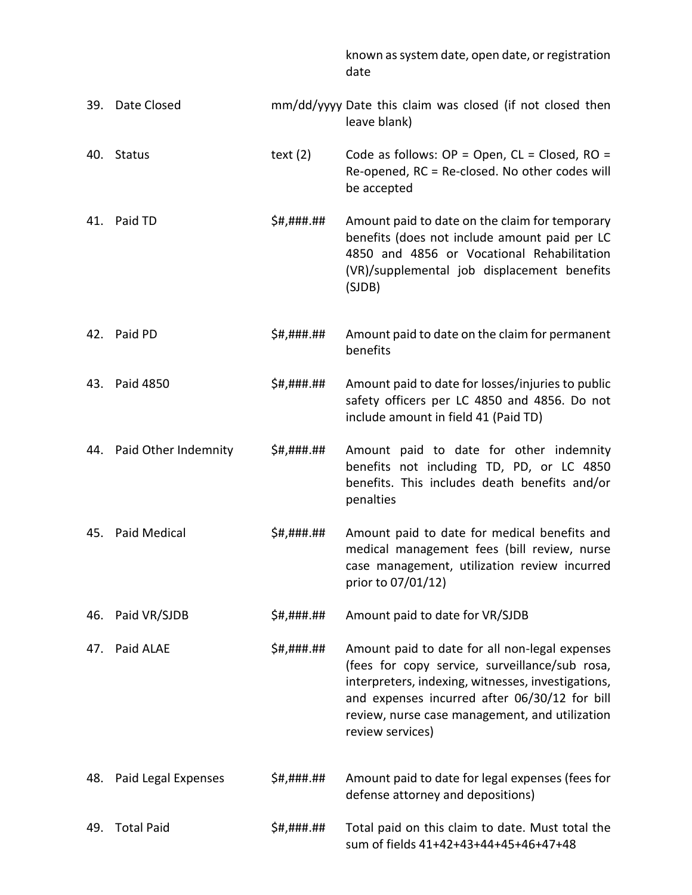|  |  |  | known as system date, open date, or registration date |
|---|---|---|---|
| 39. | Date Closed | mm/dd/yyyy | Date this claim was closed (if not closed then leave blank) |
| 40. | Status | text (2) | Code as follows: OP = Open, CL = Closed, RO = Re-opened, RC = Re-closed. No other codes will be accepted |
| 41. | Paid TD | $#,###.## | Amount paid to date on the claim for temporary benefits (does not include amount paid per LC 4850 and 4856 or Vocational Rehabilitation (VR)/supplemental job displacement benefits (SJDB) |
| 42. | Paid PD | $#,###.## | Amount paid to date on the claim for permanent benefits |
| 43. | Paid 4850 | $#,###.## | Amount paid to date for losses/injuries to public safety officers per LC 4850 and 4856. Do not include amount in field 41 (Paid TD) |
| 44. | Paid Other Indemnity | $#,###.## | Amount paid to date for other indemnity benefits not including TD, PD, or LC 4850 benefits. This includes death benefits and/or penalties |
| 45. | Paid Medical | $#,###.## | Amount paid to date for medical benefits and medical management fees (bill review, nurse case management, utilization review incurred prior to 07/01/12) |
| 46. | Paid VR/SJDB | $#,###.## | Amount paid to date for VR/SJDB |
| 47. | Paid ALAE | $#,###.## | Amount paid to date for all non-legal expenses (fees for copy service, surveillance/sub rosa, interpreters, indexing, witnesses, investigations, and expenses incurred after 06/30/12 for bill review, nurse case management, and utilization review services) |
| 48. | Paid Legal Expenses | $#,###.## | Amount paid to date for legal expenses (fees for defense attorney and depositions) |
| 49. | Total Paid | $#,###.## | Total paid on this claim to date. Must total the sum of fields 41+42+43+44+45+46+47+48 |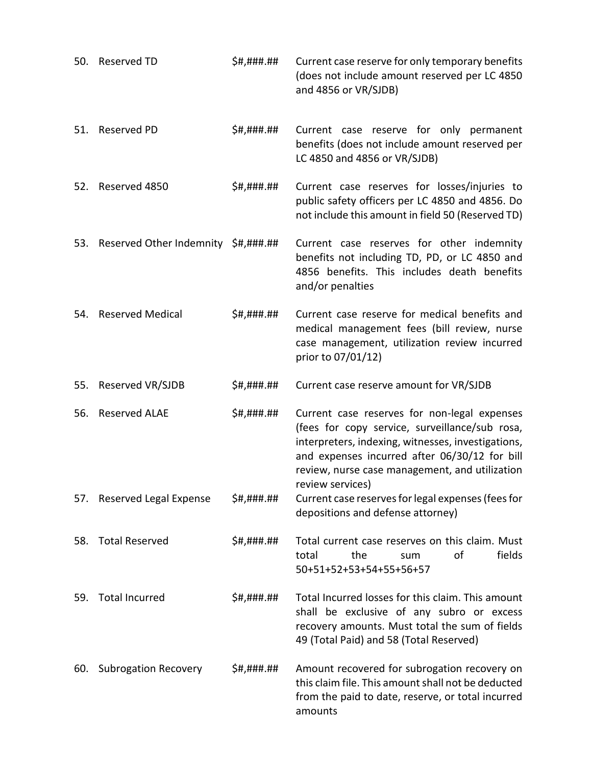| # | Field | Format | Description |
|---|---|---|---|
| 50. | Reserved TD | $#,###.## | Current case reserve for only temporary benefits (does not include amount reserved per LC 4850 and 4856 or VR/SJDB) |
| 51. | Reserved PD | $#,###.## | Current case reserve for only permanent benefits (does not include amount reserved per LC 4850 and 4856 or VR/SJDB) |
| 52. | Reserved 4850 | $#,###.## | Current case reserves for losses/injuries to public safety officers per LC 4850 and 4856. Do not include this amount in field 50 (Reserved TD) |
| 53. | Reserved Other Indemnity | $#,###.## | Current case reserves for other indemnity benefits not including TD, PD, or LC 4850 and 4856 benefits. This includes death benefits and/or penalties |
| 54. | Reserved Medical | $#,###.## | Current case reserve for medical benefits and medical management fees (bill review, nurse case management, utilization review incurred prior to 07/01/12) |
| 55. | Reserved VR/SJDB | $#,###.## | Current case reserve amount for VR/SJDB |
| 56. | Reserved ALAE | $#,###.## | Current case reserves for non-legal expenses (fees for copy service, surveillance/sub rosa, interpreters, indexing, witnesses, investigations, and expenses incurred after 06/30/12 for bill review, nurse case management, and utilization review services) |
| 57. | Reserved Legal Expense | $#,###.## | Current case reserves for legal expenses (fees for depositions and defense attorney) |
| 58. | Total Reserved | $#,###.## | Total current case reserves on this claim. Must total the sum of fields 50+51+52+53+54+55+56+57 |
| 59. | Total Incurred | $#,###.## | Total Incurred losses for this claim. This amount shall be exclusive of any subro or excess recovery amounts. Must total the sum of fields 49 (Total Paid) and 58 (Total Reserved) |
| 60. | Subrogation Recovery | $#,###.## | Amount recovered for subrogation recovery on this claim file. This amount shall not be deducted from the paid to date, reserve, or total incurred amounts |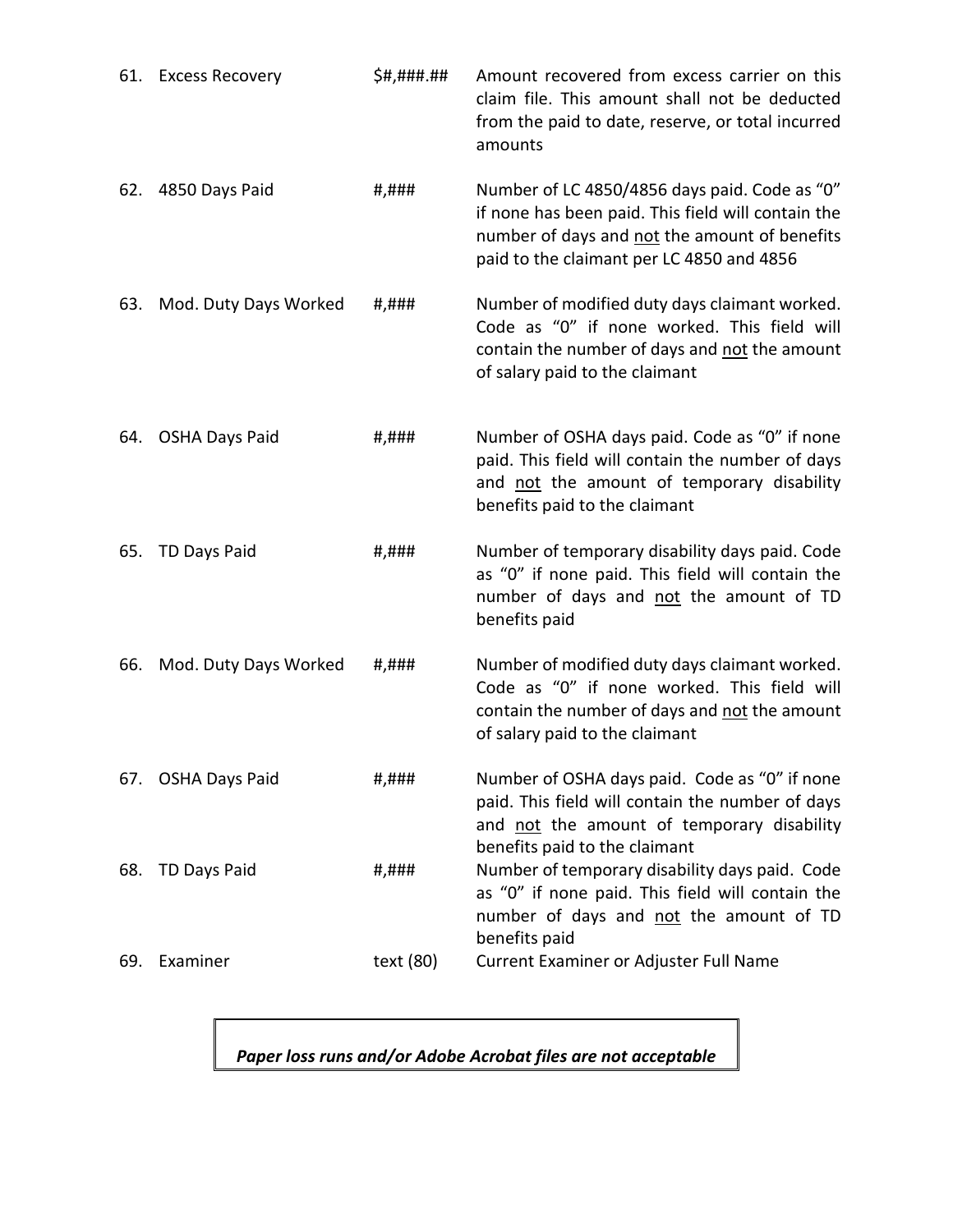| No. | Field | Format | Description |
|---|---|---|---|
| 61. | Excess Recovery | $#,###.## | Amount recovered from excess carrier on this claim file. This amount shall not be deducted from the paid to date, reserve, or total incurred amounts |
| 62. | 4850 Days Paid | #,### | Number of LC 4850/4856 days paid. Code as "0" if none has been paid. This field will contain the number of days and <u>not</u> the amount of benefits paid to the claimant per LC 4850 and 4856 |
| 63. | Mod. Duty Days Worked | #,### | Number of modified duty days claimant worked. Code as "0" if none worked. This field will contain the number of days and <u>not</u> the amount of salary paid to the claimant |
| 64. | OSHA Days Paid | #,### | Number of OSHA days paid. Code as "0" if none paid. This field will contain the number of days and <u>not</u> the amount of temporary disability benefits paid to the claimant |
| 65. | TD Days Paid | #,### | Number of temporary disability days paid. Code as "0" if none paid. This field will contain the number of days and <u>not</u> the amount of TD benefits paid |
| 66. | Mod. Duty Days Worked | #,### | Number of modified duty days claimant worked. Code as "0" if none worked. This field will contain the number of days and <u>not</u> the amount of salary paid to the claimant |
| 67. | OSHA Days Paid | #,### | Number of OSHA days paid. Code as "0" if none paid. This field will contain the number of days and <u>not</u> the amount of temporary disability benefits paid to the claimant |
| 68. | TD Days Paid | #,### | Number of temporary disability days paid. Code as "0" if none paid. This field will contain the number of days and <u>not</u> the amount of TD benefits paid |
| 69. | Examiner | text (80) | Current Examiner or Adjuster Full Name |

***Paper loss runs and/or Adobe Acrobat files are not acceptable***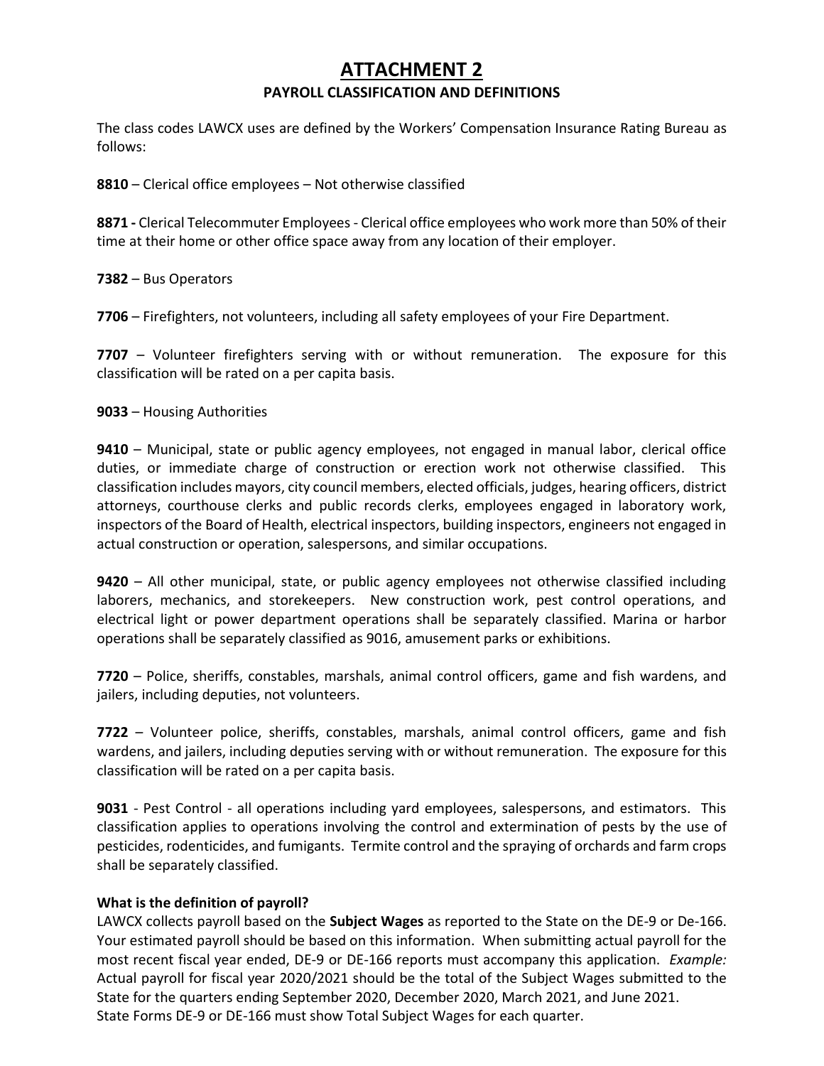# ATTACHMENT 2

## PAYROLL CLASSIFICATION AND DEFINITIONS

The class codes LAWCX uses are defined by the Workers' Compensation Insurance Rating Bureau as follows:

**8810** – Clerical office employees – Not otherwise classified

**8871 -** Clerical Telecommuter Employees - Clerical office employees who work more than 50% of their time at their home or other office space away from any location of their employer.

**7382** – Bus Operators

**7706** – Firefighters, not volunteers, including all safety employees of your Fire Department.

**7707** – Volunteer firefighters serving with or without remuneration. The exposure for this classification will be rated on a per capita basis.

**9033** – Housing Authorities

**9410** – Municipal, state or public agency employees, not engaged in manual labor, clerical office duties, or immediate charge of construction or erection work not otherwise classified. This classification includes mayors, city council members, elected officials, judges, hearing officers, district attorneys, courthouse clerks and public records clerks, employees engaged in laboratory work, inspectors of the Board of Health, electrical inspectors, building inspectors, engineers not engaged in actual construction or operation, salespersons, and similar occupations.

**9420** – All other municipal, state, or public agency employees not otherwise classified including laborers, mechanics, and storekeepers. New construction work, pest control operations, and electrical light or power department operations shall be separately classified. Marina or harbor operations shall be separately classified as 9016, amusement parks or exhibitions.

**7720** – Police, sheriffs, constables, marshals, animal control officers, game and fish wardens, and jailers, including deputies, not volunteers.

**7722** – Volunteer police, sheriffs, constables, marshals, animal control officers, game and fish wardens, and jailers, including deputies serving with or without remuneration. The exposure for this classification will be rated on a per capita basis.

**9031** - Pest Control - all operations including yard employees, salespersons, and estimators. This classification applies to operations involving the control and extermination of pests by the use of pesticides, rodenticides, and fumigants. Termite control and the spraying of orchards and farm crops shall be separately classified.

**What is the definition of payroll?**

LAWCX collects payroll based on the **Subject Wages** as reported to the State on the DE-9 or De-166. Your estimated payroll should be based on this information. When submitting actual payroll for the most recent fiscal year ended, DE-9 or DE-166 reports must accompany this application. *Example:* Actual payroll for fiscal year 2020/2021 should be the total of the Subject Wages submitted to the State for the quarters ending September 2020, December 2020, March 2021, and June 2021. State Forms DE-9 or DE-166 must show Total Subject Wages for each quarter.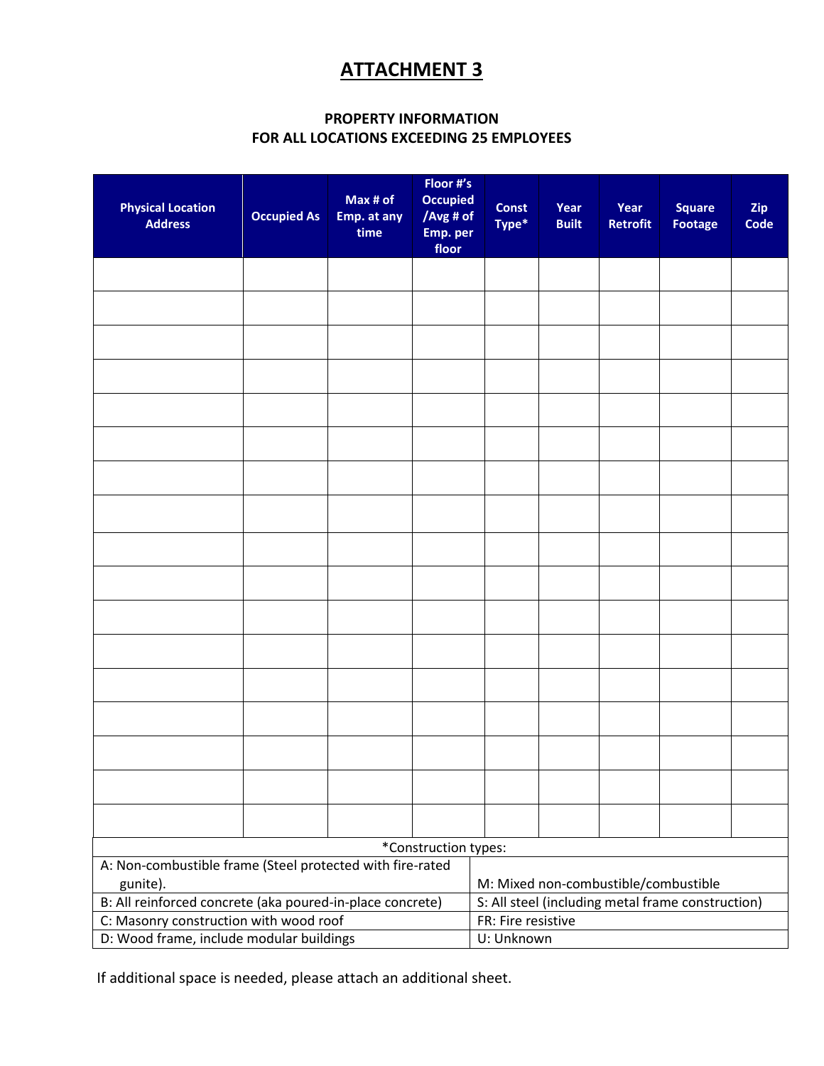# ATTACHMENT 3

### PROPERTY INFORMATION
### FOR ALL LOCATIONS EXCEEDING 25 EMPLOYEES

| Physical Location Address | Occupied As | Max # of Emp. at any time | Floor #'s Occupied /Avg # of Emp. per floor | Const Type* | Year Built | Year Retrofit | Square Footage | Zip Code |
|---|---|---|---|---|---|---|---|---|
| | | | | | | | | |
| | | | | | | | | |
| | | | | | | | | |
| | | | | | | | | |
| | | | | | | | | |
| | | | | | | | | |
| | | | | | | | | |
| | | | | | | | | |
| | | | | | | | | |
| | | | | | | | | |
| | | | | | | | | |
| | | | | | | | | |
| | | | | | | | | |
| | | | | | | | | |
| | | | | | | | | |
| | | | | | | | | |
| | | | | | | | | |

*Construction types:

| | |
|---|---|
| A: Non-combustible frame (Steel protected with fire-rated gunite). | M: Mixed non-combustible/combustible |
| B: All reinforced concrete (aka poured-in-place concrete) | S: All steel (including metal frame construction) |
| C: Masonry construction with wood roof | FR: Fire resistive |
| D: Wood frame, include modular buildings | U: Unknown |

If additional space is needed, please attach an additional sheet.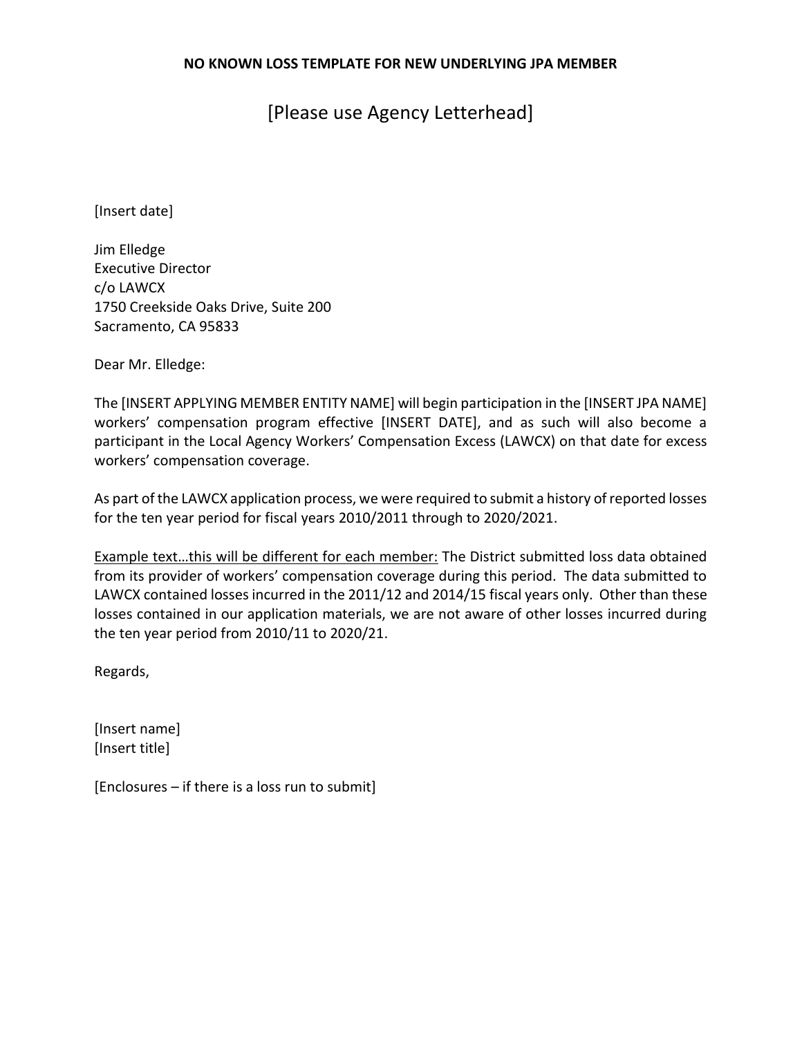**NO KNOWN LOSS TEMPLATE FOR NEW UNDERLYING JPA MEMBER**

[Please use Agency Letterhead]

[Insert date]

Jim Elledge
Executive Director
c/o LAWCX
1750 Creekside Oaks Drive, Suite 200
Sacramento, CA 95833

Dear Mr. Elledge:

The [INSERT APPLYING MEMBER ENTITY NAME] will begin participation in the [INSERT JPA NAME] workers' compensation program effective [INSERT DATE], and as such will also become a participant in the Local Agency Workers' Compensation Excess (LAWCX) on that date for excess workers' compensation coverage.

As part of the LAWCX application process, we were required to submit a history of reported losses for the ten year period for fiscal years 2010/2011 through to 2020/2021.

<u>Example text…this will be different for each member:</u> The District submitted loss data obtained from its provider of workers' compensation coverage during this period. The data submitted to LAWCX contained losses incurred in the 2011/12 and 2014/15 fiscal years only. Other than these losses contained in our application materials, we are not aware of other losses incurred during the ten year period from 2010/11 to 2020/21.

Regards,

[Insert name]
[Insert title]

[Enclosures – if there is a loss run to submit]